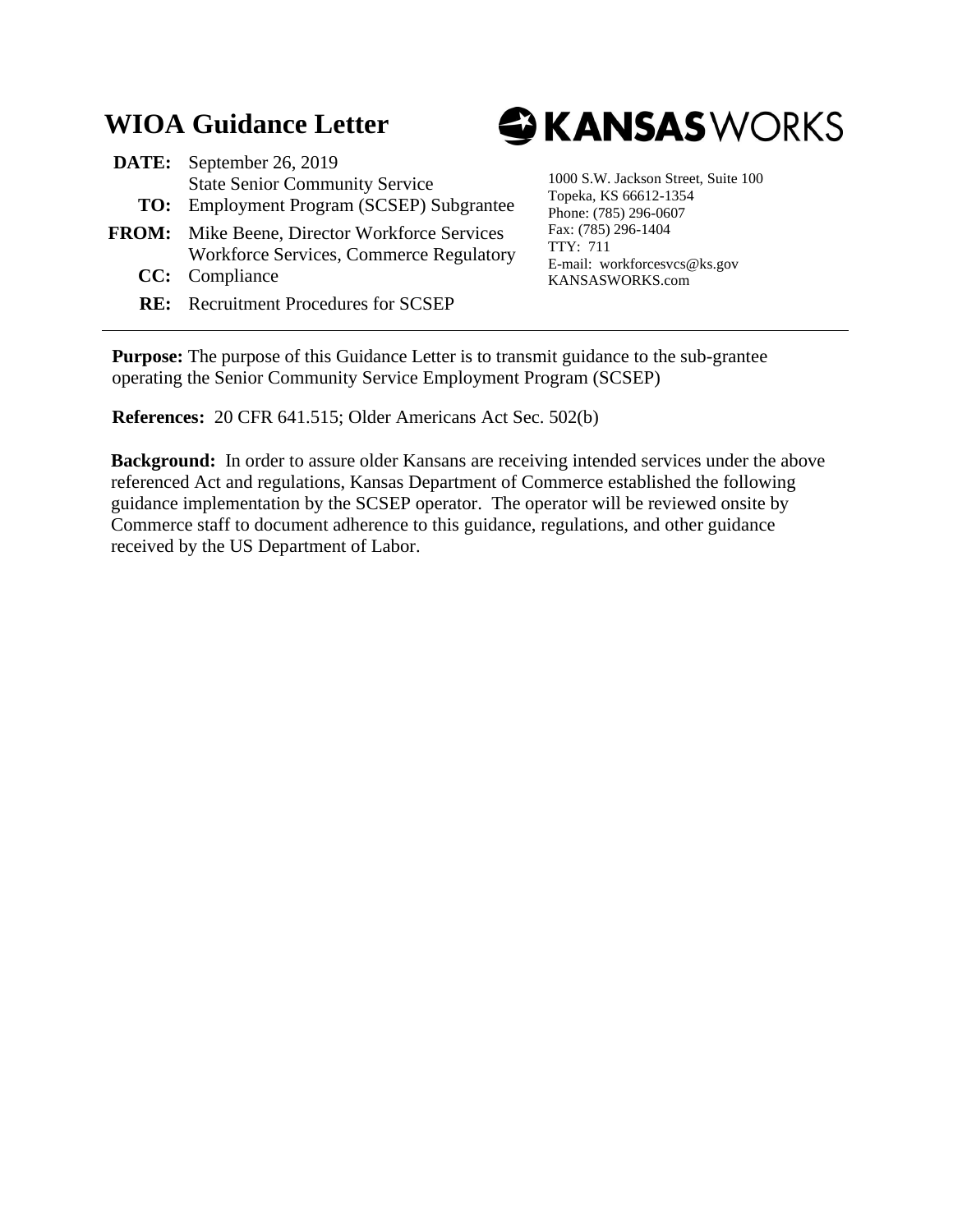# WIOA Guidance Letter

KANSASWORKS

**DATE:** September 26, 2019

**TO:** State Senior Community Service Employment Program (SCSEP) Subgrantee

**FROM:** Mike Beene, Director Workforce Services

**CC:** Workforce Services, Commerce Regulatory Compliance

**RE:** Recruitment Procedures for SCSEP

1000 S.W. Jackson Street, Suite 100
Topeka, KS 66612-1354
Phone: (785) 296-0607
Fax: (785) 296-1404
TTY: 711
E-mail: workforcesvcs@ks.gov
KANSASWORKS.com

---

**Purpose:** The purpose of this Guidance Letter is to transmit guidance to the sub-grantee operating the Senior Community Service Employment Program (SCSEP)

**References:** 20 CFR 641.515; Older Americans Act Sec. 502(b)

**Background:** In order to assure older Kansans are receiving intended services under the above referenced Act and regulations, Kansas Department of Commerce established the following guidance implementation by the SCSEP operator. The operator will be reviewed onsite by Commerce staff to document adherence to this guidance, regulations, and other guidance received by the US Department of Labor.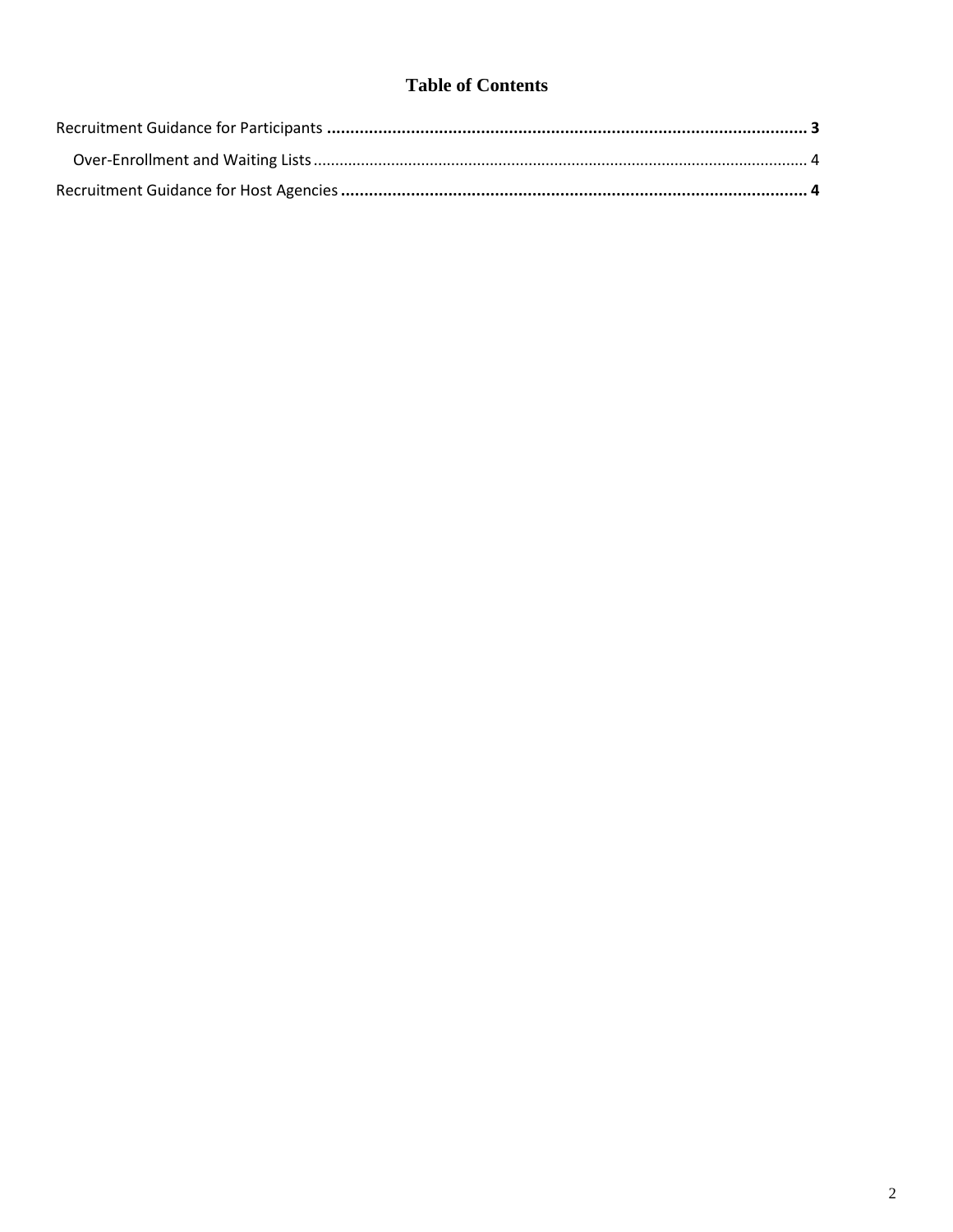# Table of Contents

Recruitment Guidance for Participants ........................................................................................................ **3**

Over-Enrollment and Waiting Lists ................................................................................................................ 4

Recruitment Guidance for Host Agencies ..................................................................................................... **4**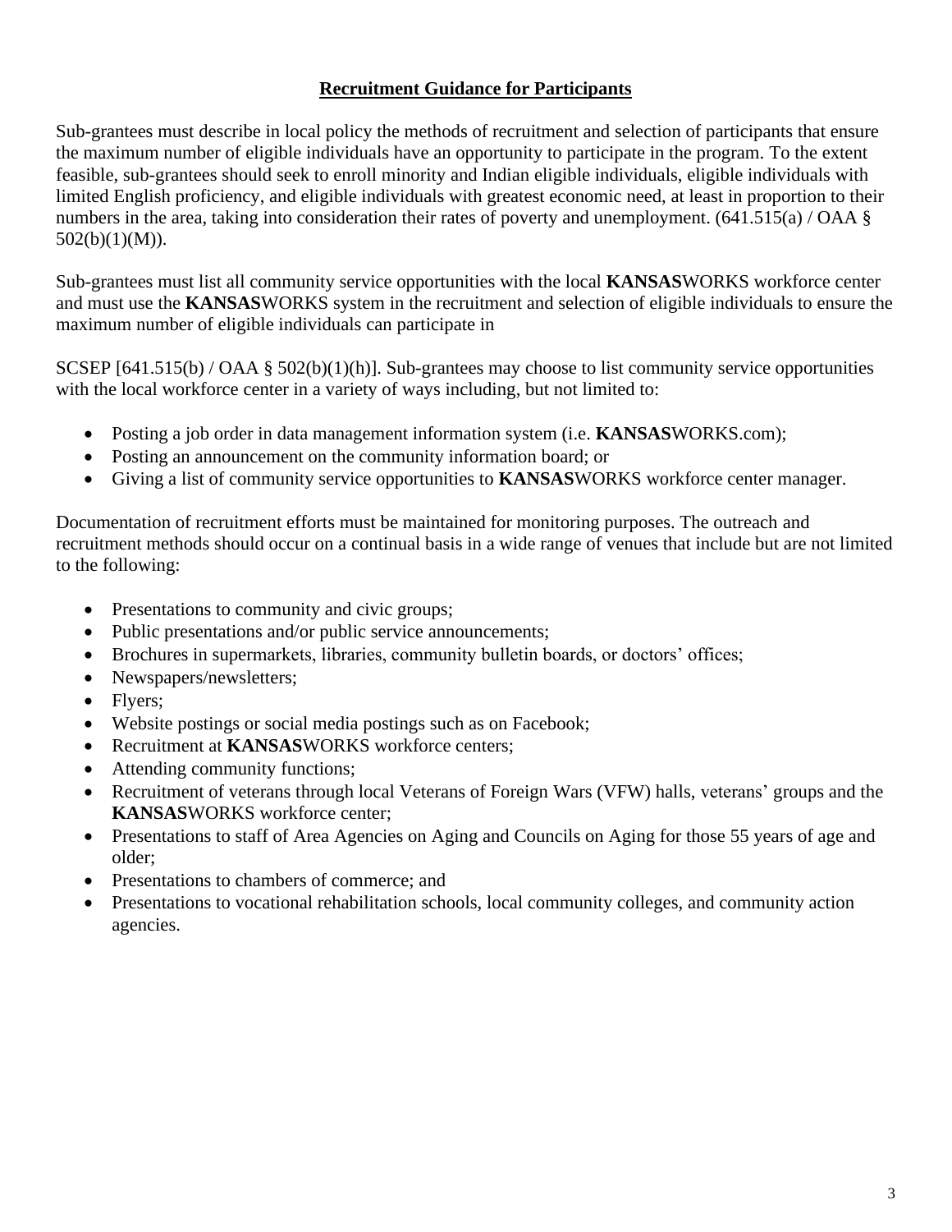## Recruitment Guidance for Participants

Sub-grantees must describe in local policy the methods of recruitment and selection of participants that ensure the maximum number of eligible individuals have an opportunity to participate in the program. To the extent feasible, sub-grantees should seek to enroll minority and Indian eligible individuals, eligible individuals with limited English proficiency, and eligible individuals with greatest economic need, at least in proportion to their numbers in the area, taking into consideration their rates of poverty and unemployment. (641.515(a) / OAA § 502(b)(1)(M)).

Sub-grantees must list all community service opportunities with the local **KANSAS**WORKS workforce center and must use the **KANSAS**WORKS system in the recruitment and selection of eligible individuals to ensure the maximum number of eligible individuals can participate in

SCSEP [641.515(b) / OAA § 502(b)(1)(h)]. Sub-grantees may choose to list community service opportunities with the local workforce center in a variety of ways including, but not limited to:

- Posting a job order in data management information system (i.e. **KANSAS**WORKS.com);
- Posting an announcement on the community information board; or
- Giving a list of community service opportunities to **KANSAS**WORKS workforce center manager.

Documentation of recruitment efforts must be maintained for monitoring purposes. The outreach and recruitment methods should occur on a continual basis in a wide range of venues that include but are not limited to the following:

- Presentations to community and civic groups;
- Public presentations and/or public service announcements;
- Brochures in supermarkets, libraries, community bulletin boards, or doctors' offices;
- Newspapers/newsletters;
- Flyers;
- Website postings or social media postings such as on Facebook;
- Recruitment at **KANSAS**WORKS workforce centers;
- Attending community functions;
- Recruitment of veterans through local Veterans of Foreign Wars (VFW) halls, veterans' groups and the **KANSAS**WORKS workforce center;
- Presentations to staff of Area Agencies on Aging and Councils on Aging for those 55 years of age and older;
- Presentations to chambers of commerce; and
- Presentations to vocational rehabilitation schools, local community colleges, and community action agencies.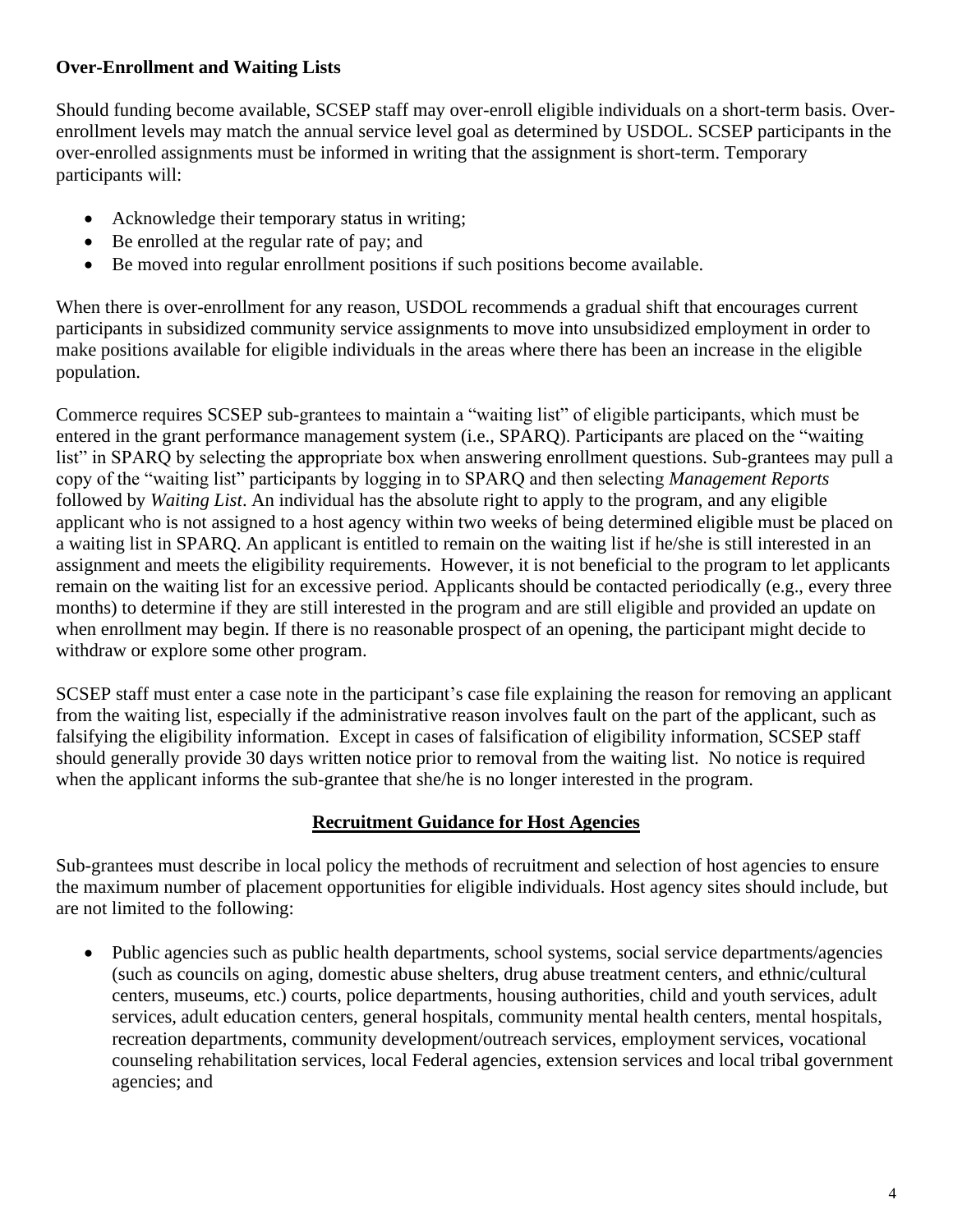**Over-Enrollment and Waiting Lists**

Should funding become available, SCSEP staff may over-enroll eligible individuals on a short-term basis. Over-enrollment levels may match the annual service level goal as determined by USDOL. SCSEP participants in the over-enrolled assignments must be informed in writing that the assignment is short-term. Temporary participants will:

- Acknowledge their temporary status in writing;
- Be enrolled at the regular rate of pay; and
- Be moved into regular enrollment positions if such positions become available.

When there is over-enrollment for any reason, USDOL recommends a gradual shift that encourages current participants in subsidized community service assignments to move into unsubsidized employment in order to make positions available for eligible individuals in the areas where there has been an increase in the eligible population.

Commerce requires SCSEP sub-grantees to maintain a "waiting list" of eligible participants, which must be entered in the grant performance management system (i.e., SPARQ). Participants are placed on the "waiting list" in SPARQ by selecting the appropriate box when answering enrollment questions. Sub-grantees may pull a copy of the "waiting list" participants by logging in to SPARQ and then selecting *Management Reports* followed by *Waiting List*. An individual has the absolute right to apply to the program, and any eligible applicant who is not assigned to a host agency within two weeks of being determined eligible must be placed on a waiting list in SPARQ. An applicant is entitled to remain on the waiting list if he/she is still interested in an assignment and meets the eligibility requirements. However, it is not beneficial to the program to let applicants remain on the waiting list for an excessive period. Applicants should be contacted periodically (e.g., every three months) to determine if they are still interested in the program and are still eligible and provided an update on when enrollment may begin. If there is no reasonable prospect of an opening, the participant might decide to withdraw or explore some other program.

SCSEP staff must enter a case note in the participant's case file explaining the reason for removing an applicant from the waiting list, especially if the administrative reason involves fault on the part of the applicant, such as falsifying the eligibility information. Except in cases of falsification of eligibility information, SCSEP staff should generally provide 30 days written notice prior to removal from the waiting list. No notice is required when the applicant informs the sub-grantee that she/he is no longer interested in the program.

## Recruitment Guidance for Host Agencies

Sub-grantees must describe in local policy the methods of recruitment and selection of host agencies to ensure the maximum number of placement opportunities for eligible individuals. Host agency sites should include, but are not limited to the following:

- Public agencies such as public health departments, school systems, social service departments/agencies (such as councils on aging, domestic abuse shelters, drug abuse treatment centers, and ethnic/cultural centers, museums, etc.) courts, police departments, housing authorities, child and youth services, adult services, adult education centers, general hospitals, community mental health centers, mental hospitals, recreation departments, community development/outreach services, employment services, vocational counseling rehabilitation services, local Federal agencies, extension services and local tribal government agencies; and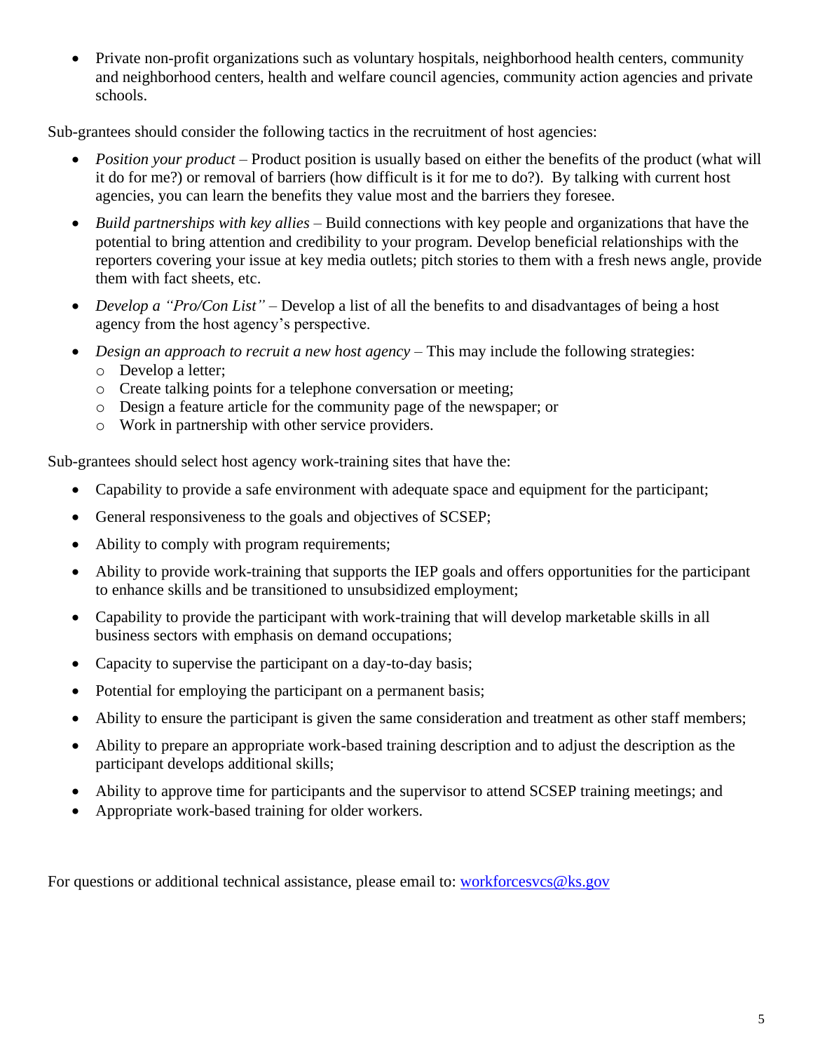- Private non-profit organizations such as voluntary hospitals, neighborhood health centers, community and neighborhood centers, health and welfare council agencies, community action agencies and private schools.

Sub-grantees should consider the following tactics in the recruitment of host agencies:

- *Position your product* – Product position is usually based on either the benefits of the product (what will it do for me?) or removal of barriers (how difficult is it for me to do?). By talking with current host agencies, you can learn the benefits they value most and the barriers they foresee.
- *Build partnerships with key allies* – Build connections with key people and organizations that have the potential to bring attention and credibility to your program. Develop beneficial relationships with the reporters covering your issue at key media outlets; pitch stories to them with a fresh news angle, provide them with fact sheets, etc.
- *Develop a "Pro/Con List"* – Develop a list of all the benefits to and disadvantages of being a host agency from the host agency's perspective.
- *Design an approach to recruit a new host agency* – This may include the following strategies:
  - Develop a letter;
  - Create talking points for a telephone conversation or meeting;
  - Design a feature article for the community page of the newspaper; or
  - Work in partnership with other service providers.

Sub-grantees should select host agency work-training sites that have the:

- Capability to provide a safe environment with adequate space and equipment for the participant;
- General responsiveness to the goals and objectives of SCSEP;
- Ability to comply with program requirements;
- Ability to provide work-training that supports the IEP goals and offers opportunities for the participant to enhance skills and be transitioned to unsubsidized employment;
- Capability to provide the participant with work-training that will develop marketable skills in all business sectors with emphasis on demand occupations;
- Capacity to supervise the participant on a day-to-day basis;
- Potential for employing the participant on a permanent basis;
- Ability to ensure the participant is given the same consideration and treatment as other staff members;
- Ability to prepare an appropriate work-based training description and to adjust the description as the participant develops additional skills;
- Ability to approve time for participants and the supervisor to attend SCSEP training meetings; and
- Appropriate work-based training for older workers.

For questions or additional technical assistance, please email to: workforcesvcs@ks.gov